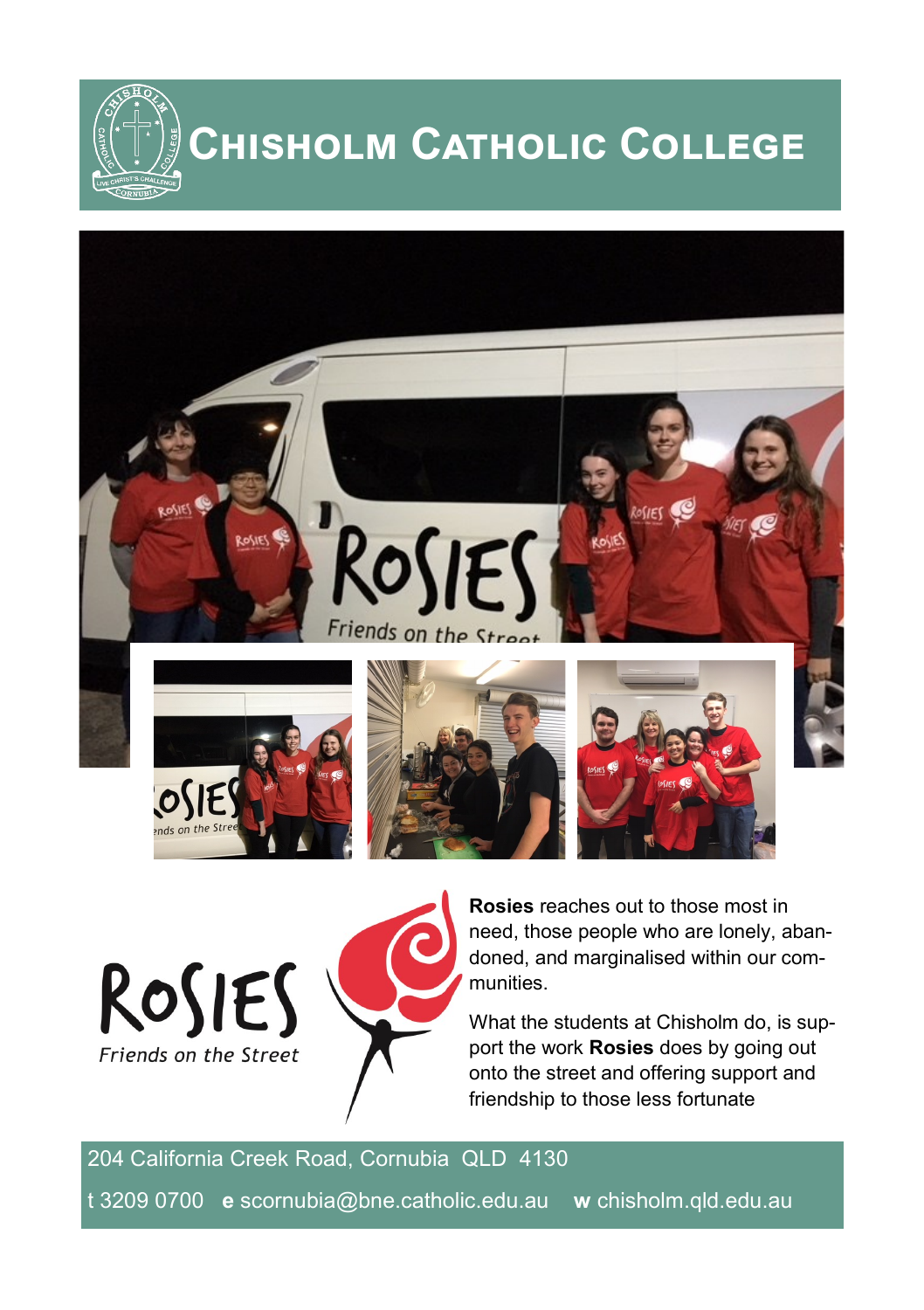# Chisholm Catholic College

**ROSIES**
*Friends on the Street*

**Rosies** reaches out to those most in need, those people who are lonely, abandoned, and marginalised within our communities.

What the students at Chisholm do, is support the work **Rosies** does by going out onto the street and offering support and friendship to those less fortunate

204 California Creek Road, Cornubia QLD 4130

t 3209 0700 **e** scornubia@bne.catholic.edu.au **w** chisholm.qld.edu.au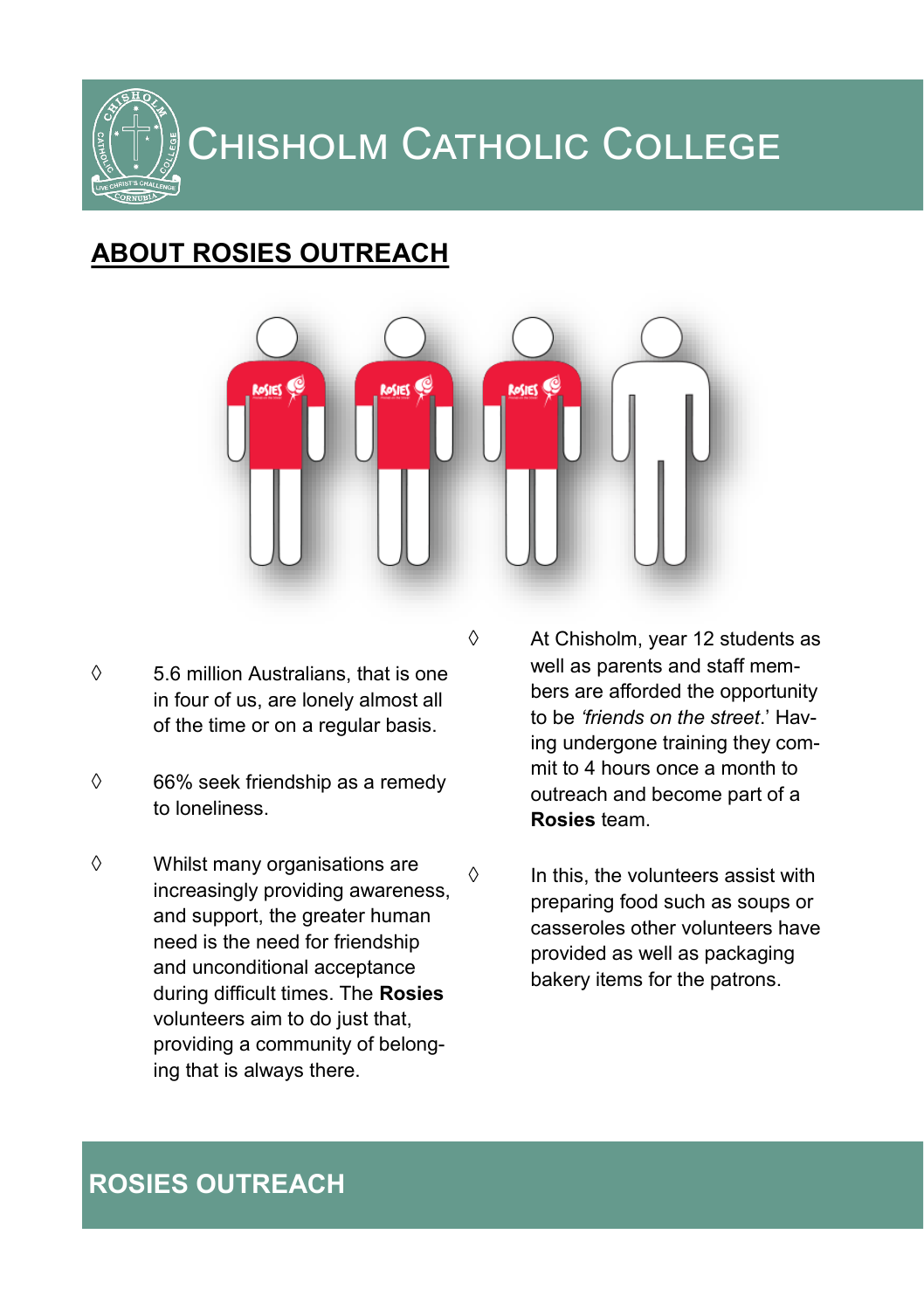# CHISHOLM CATHOLIC COLLEGE

## ABOUT ROSIES OUTREACH

- 5.6 million Australians, that is one in four of us, are lonely almost all of the time or on a regular basis.
- 66% seek friendship as a remedy to loneliness.
- Whilst many organisations are increasingly providing awareness, and support, the greater human need is the need for friendship and unconditional acceptance during difficult times. The **Rosies** volunteers aim to do just that, providing a community of belonging that is always there.
- At Chisholm, year 12 students as well as parents and staff members are afforded the opportunity to be *'friends on the street*.' Having undergone training they commit to 4 hours once a month to outreach and become part of a **Rosies** team.
- In this, the volunteers assist with preparing food such as soups or casseroles other volunteers have provided as well as packaging bakery items for the patrons.

## ROSIES OUTREACH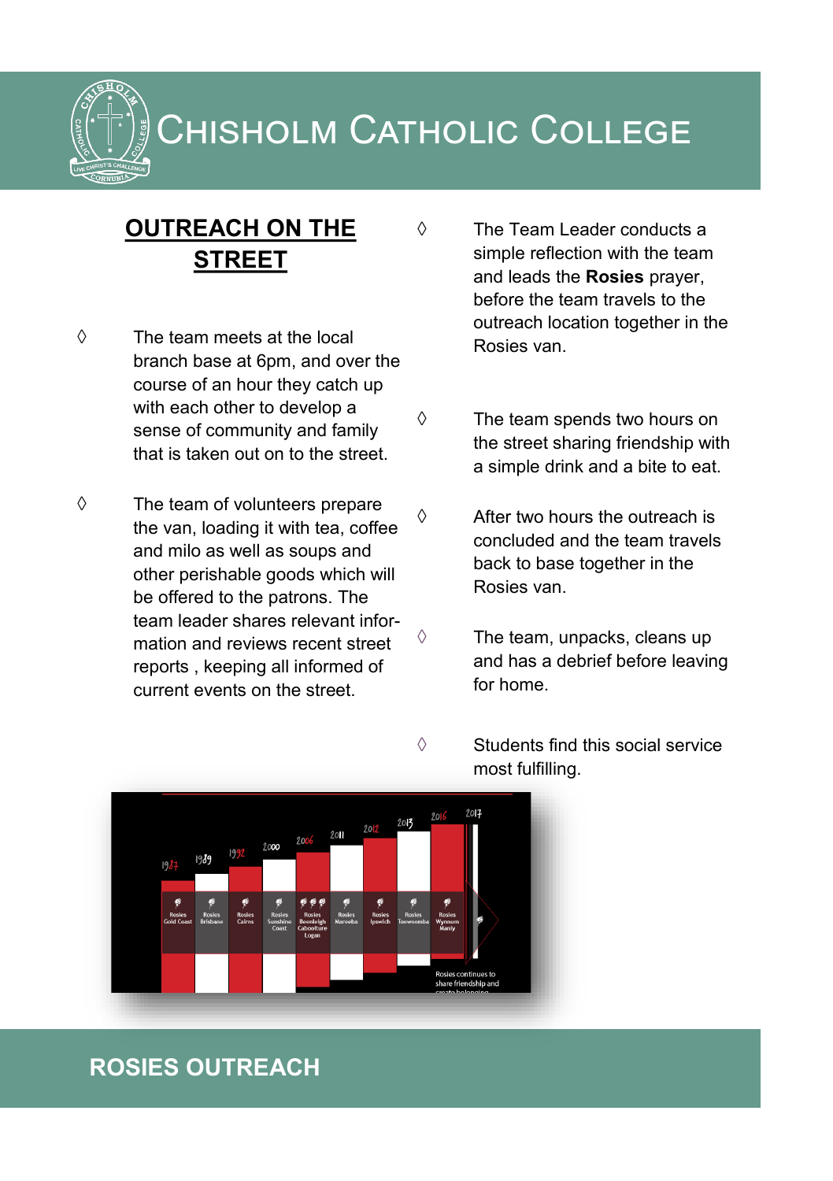# Chisholm Catholic College

## OUTREACH ON THE STREET

◊ The team meets at the local branch base at 6pm, and over the course of an hour they catch up with each other to develop a sense of community and family that is taken out on to the street.

◊ The team of volunteers prepare the van, loading it with tea, coffee and milo as well as soups and other perishable goods which will be offered to the patrons. The team leader shares relevant information and reviews recent street reports , keeping all informed of current events on the street.

◊ The Team Leader conducts a simple reflection with the team and leads the **Rosies** prayer, before the team travels to the outreach location together in the Rosies van.

◊ The team spends two hours on the street sharing friendship with a simple drink and a bite to eat.

◊ After two hours the outreach is concluded and the team travels back to base together in the Rosies van.

◊ The team, unpacks, cleans up and has a debrief before leaving for home.

◊ Students find this social service most fulfilling.

## ROSIES OUTREACH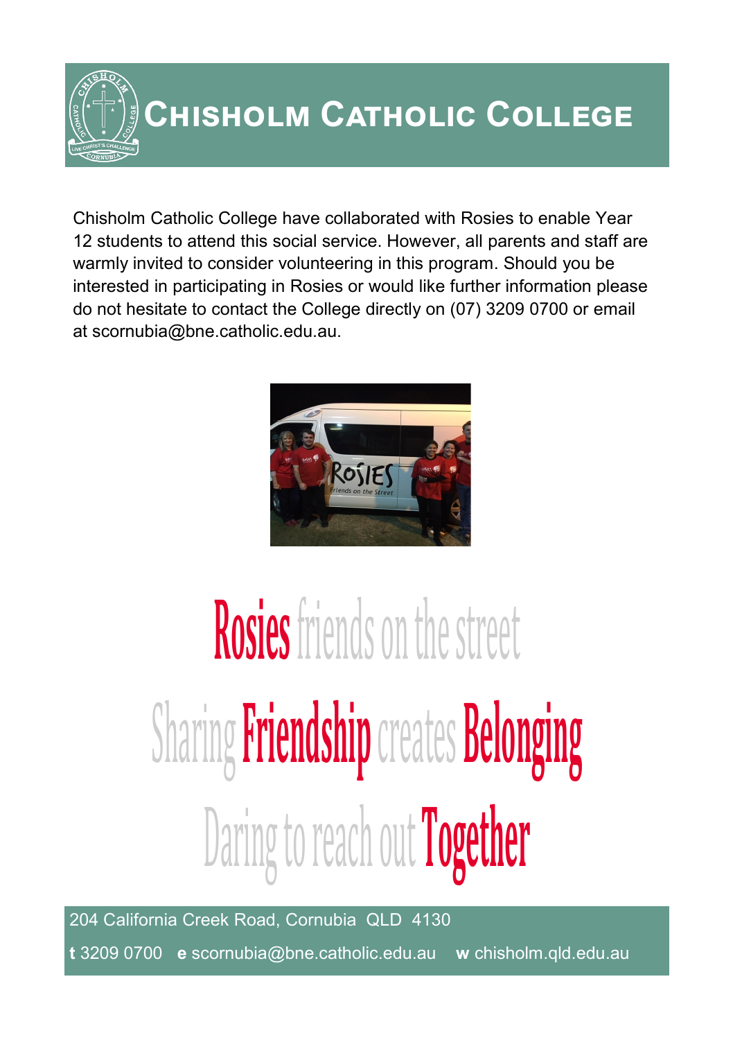# Chisholm Catholic College

Chisholm Catholic College have collaborated with Rosies to enable Year 12 students to attend this social service. However, all parents and staff are warmly invited to consider volunteering in this program. Should you be interested in participating in Rosies or would like further information please do not hesitate to contact the College directly on (07) 3209 0700 or email at scornubia@bne.catholic.edu.au.

**Rosies** friends on the street

Sharing **Friendship** creates **Belonging**

Daring to reach out **Together**

204 California Creek Road, Cornubia QLD 4130

**t** 3209 0700 **e** scornubia@bne.catholic.edu.au **w** chisholm.qld.edu.au